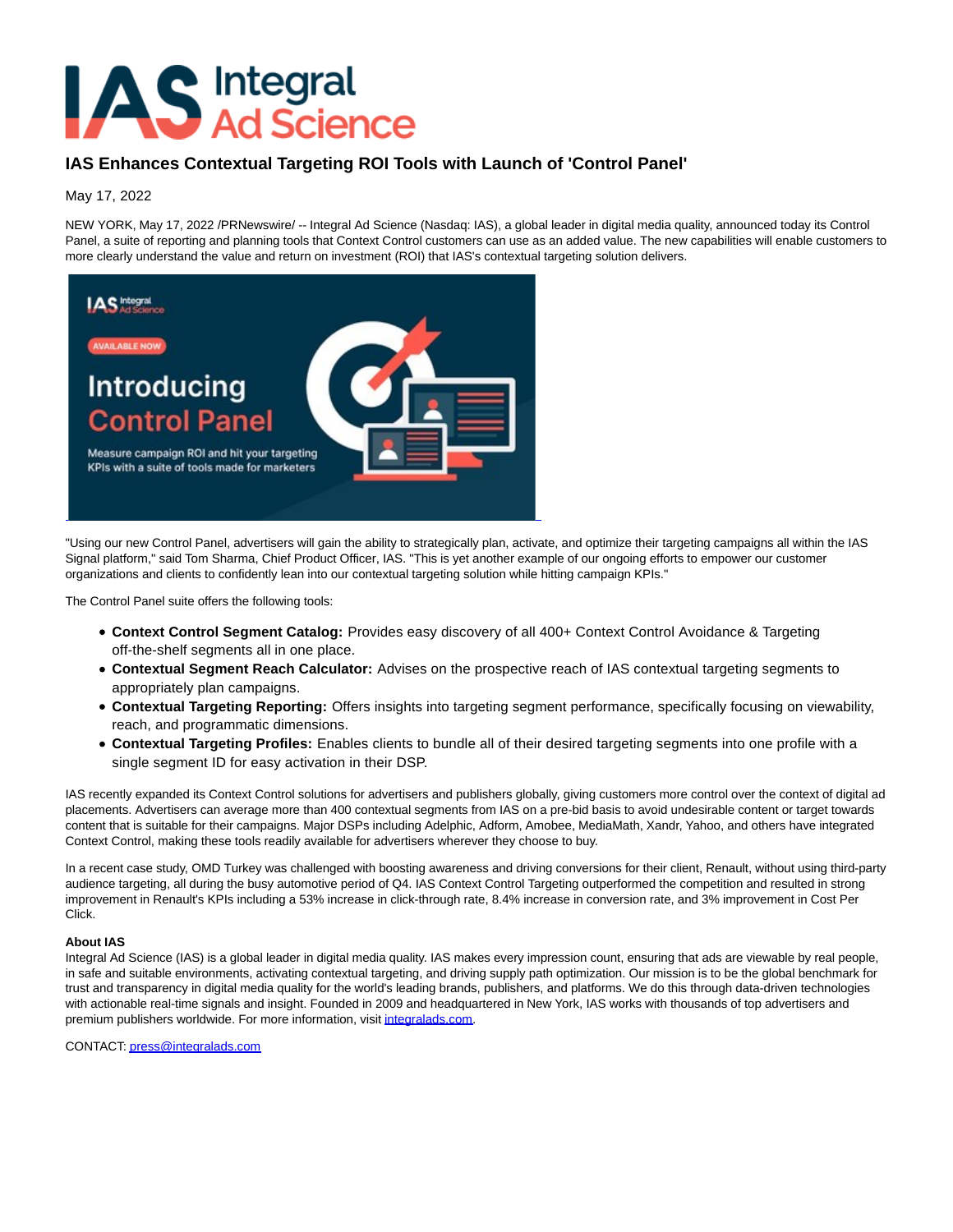# IAS Enhances Contextual Targeting ROI Tools with Launch of 'Control Panel'

May 17, 2022

NEW YORK, May 17, 2022 /PRNewswire/ -- Integral Ad Science (Nasdaq: IAS), a global leader in digital media quality, announced today its Control Panel, a suite of reporting and planning tools that Context Control customers can use as an added value. The new capabilities will enable customers to more clearly understand the value and return on investment (ROI) that IAS's contextual targeting solution delivers.

"Using our new Control Panel, advertisers will gain the ability to strategically plan, activate, and optimize their targeting campaigns all within the IAS Signal platform," said Tom Sharma, Chief Product Officer, IAS. "This is yet another example of our ongoing efforts to empower our customer organizations and clients to confidently lean into our contextual targeting solution while hitting campaign KPIs."

The Control Panel suite offers the following tools:

- **Context Control Segment Catalog:** Provides easy discovery of all 400+ Context Control Avoidance & Targeting off-the-shelf segments all in one place.
- **Contextual Segment Reach Calculator:** Advises on the prospective reach of IAS contextual targeting segments to appropriately plan campaigns.
- **Contextual Targeting Reporting:** Offers insights into targeting segment performance, specifically focusing on viewability, reach, and programmatic dimensions.
- **Contextual Targeting Profiles:** Enables clients to bundle all of their desired targeting segments into one profile with a single segment ID for easy activation in their DSP.

IAS recently expanded its Context Control solutions for advertisers and publishers globally, giving customers more control over the context of digital ad placements. Advertisers can average more than 400 contextual segments from IAS on a pre-bid basis to avoid undesirable content or target towards content that is suitable for their campaigns. Major DSPs including Adelphic, Adform, Amobee, MediaMath, Xandr, Yahoo, and others have integrated Context Control, making these tools readily available for advertisers wherever they choose to buy.

In a recent case study, OMD Turkey was challenged with boosting awareness and driving conversions for their client, Renault, without using third-party audience targeting, all during the busy automotive period of Q4. IAS Context Control Targeting outperformed the competition and resulted in strong improvement in Renault's KPIs including a 53% increase in click-through rate, 8.4% increase in conversion rate, and 3% improvement in Cost Per Click.

**About IAS**

Integral Ad Science (IAS) is a global leader in digital media quality. IAS makes every impression count, ensuring that ads are viewable by real people, in safe and suitable environments, activating contextual targeting, and driving supply path optimization. Our mission is to be the global benchmark for trust and transparency in digital media quality for the world's leading brands, publishers, and platforms. We do this through data-driven technologies with actionable real-time signals and insight. Founded in 2009 and headquartered in New York, IAS works with thousands of top advertisers and premium publishers worldwide. For more information, visit integralads.com.

CONTACT: press@integralads.com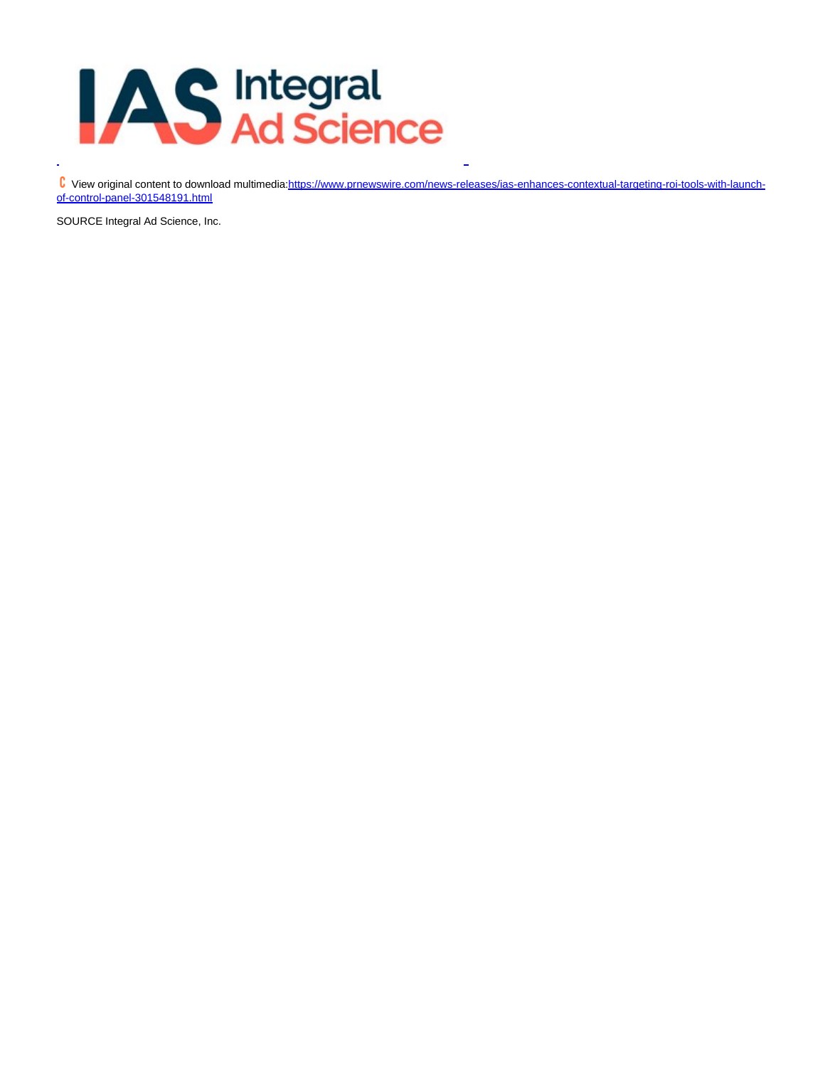View original content to download multimedia:https://www.prnewswire.com/news-releases/ias-enhances-contextual-targeting-roi-tools-with-launch-of-control-panel-301548191.html

SOURCE Integral Ad Science, Inc.